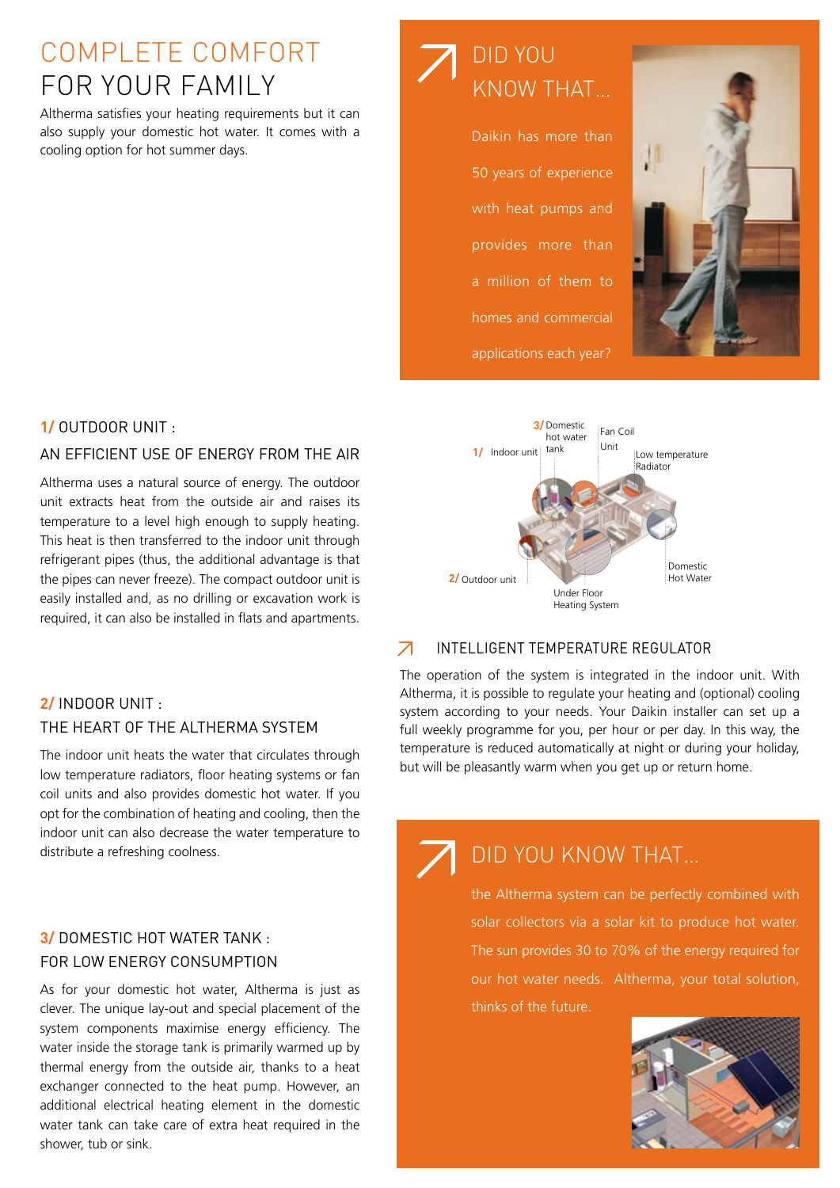# COMPLETE COMFORT FOR YOUR FAMILY

Altherma satisfies your heating requirements but it can also supply your domestic hot water. It comes with a cooling option for hot summer days.

## DID YOU KNOW THAT...

Daikin has more than 50 years of experience with heat pumps and provides more than a million of them to homes and commercial applications each year?

### 1/ OUTDOOR UNIT : AN EFFICIENT USE OF ENERGY FROM THE AIR

Altherma uses a natural source of energy. The outdoor unit extracts heat from the outside air and raises its temperature to a level high enough to supply heating. This heat is then transferred to the indoor unit through refrigerant pipes (thus, the additional advantage is that the pipes can never freeze). The compact outdoor unit is easily installed and, as no drilling or excavation work is required, it can also be installed in flats and apartments.

### 2/ INDOOR UNIT : THE HEART OF THE ALTHERMA SYSTEM

The indoor unit heats the water that circulates through low temperature radiators, floor heating systems or fan coil units and also provides domestic hot water. If you opt for the combination of heating and cooling, then the indoor unit can also decrease the water temperature to distribute a refreshing coolness.

### 3/ DOMESTIC HOT WATER TANK : FOR LOW ENERGY CONSUMPTION

As for your domestic hot water, Altherma is just as clever. The unique lay-out and special placement of the system components maximise energy efficiency. The water inside the storage tank is primarily warmed up by thermal energy from the outside air, thanks to a heat exchanger connected to the heat pump. However, an additional electrical heating element in the domestic water tank can take care of extra heat required in the shower, tub or sink.

1/ Indoor unit — 3/ Domestic hot water tank — Fan Coil Unit — Low temperature Radiator — 2/ Outdoor unit — Under Floor Heating System — Domestic Hot Water

### INTELLIGENT TEMPERATURE REGULATOR

The operation of the system is integrated in the indoor unit. With Altherma, it is possible to regulate your heating and (optional) cooling system according to your needs. Your Daikin installer can set up a full weekly programme for you, per hour or per day. In this way, the temperature is reduced automatically at night or during your holiday, but will be pleasantly warm when you get up or return home.

## DID YOU KNOW THAT...

the Altherma system can be perfectly combined with solar collectors via a solar kit to produce hot water. The sun provides 30 to 70% of the energy required for our hot water needs. Altherma, your total solution, thinks of the future.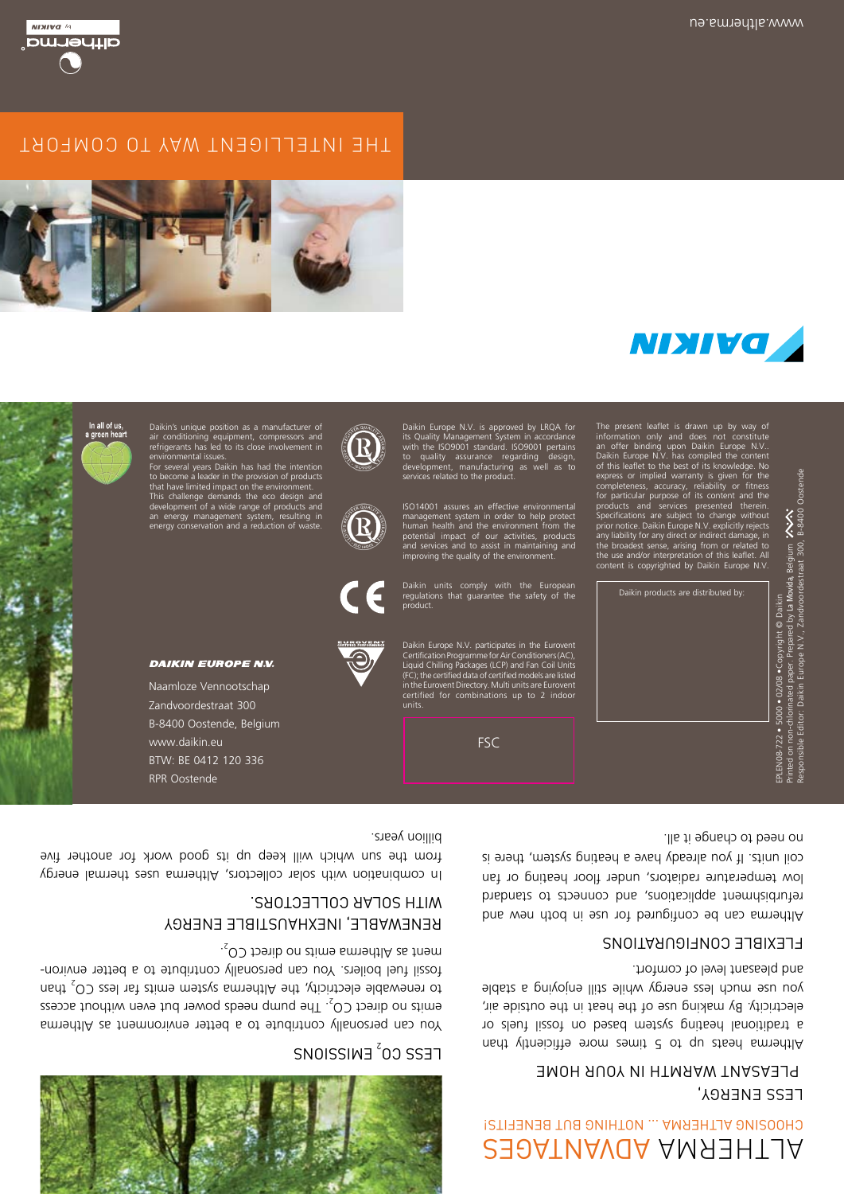# ALTHERMA ADVANTAGES

CHOOSING ALTHERMA ... NOTHING BUT BENEFITS!

## LESS ENERGY, PLEASANT WARMTH IN YOUR HOME

Altherma heats up to 5 times more efficiently than a traditional heating system based on fossil fuels or electricity. By making use of the heat in the outside air, you use much less energy while still enjoying a stable and pleasant level of comfort.

## FLEXIBLE CONFIGURATIONS

Altherma can be configured for use in both new and refurbishment applications, and connects to standard low temperature radiators, under floor heating or fan coil units. If you already have a heating system, there is no need to change it all.

## LESS $CO_2$ EMISSIONS

You can personally contribute to a better environment as Altherma emits no direct $CO_2$. The pump needs power but even without access to renewable electricity, the Altherma system emits far less $CO_2$ than fossil fuel boilers. You can personally contribute to a better environment as Altherma emits no direct $CO_2$.

## RENEWABLE, INEXHAUSTIBLE ENERGY WITH SOLAR COLLECTORS.

In combination with solar collectors, Altherma uses thermal energy from the sun which will keep up its good work for another five billion years.

THE INTELLIGENT WAY TO COMFORT

www.altherma.eu

In all of us, a green heart

Daikin's unique position as a manufacturer of air conditioning equipment, compressors and refrigerants has led to its close involvement in environmental issues.
For several years Daikin has had the intention to become a leader in the provision of products that have limited impact on the environment.
This challenge demands the eco design and development of a wide range of products and an energy management system, resulting in energy conservation and a reduction of waste.

Daikin Europe N.V. is approved by LRQA for its Quality Management System in accordance with the ISO9001 standard. ISO9001 pertains to quality assurance regarding design, development, manufacturing as well as to services related to the product.

ISO14001 assures an effective environmental management system in order to help protect human health and the environment from the potential impact of our activities, products and services and to assist in maintaining and improving the quality of the environment.

Daikin units comply with the European regulations that guarantee the safety of the product.

Daikin Europe N.V. participates in the Eurovent Certification Programme for Air Conditioners (AC), Liquid Chilling Packages (LCP) and Fan Coil Units (FC); the certified data of certified models are listed in the Eurovent Directory. Multi units are Eurovent certified for combinations up to 2 indoor units.

FSC

The present leaflet is drawn up by way of information only and does not constitute an offer binding upon Daikin Europe N.V.. Daikin Europe N.V. has compiled the content of this leaflet to the best of its knowledge. No express or implied warranty is given for the completeness, accuracy, reliability or fitness for particular purpose of its content and the products and services presented therein. Specifications are subject to change without prior notice. Daikin Europe N.V. explicitly rejects any liability for any direct or indirect damage, in the broadest sense, arising from or related to the use and/or interpretation of this leaflet. All content is copyrighted by Daikin Europe N.V.

Daikin products are distributed by:

**DAIKIN EUROPE N.V.**

Naamloze Vennootschap
Zandvoordestraat 300
B-8400 Oostende, Belgium
www.daikin.eu
BTW: BE 0412 120 336
RPR Oostende

EPLEN08-722 • 5000 • 02/08 • Copyright © Daikin
Printed on non-chlorinated paper. Prepared by La Movida, Belgium
Responsible Editor: Daikin Europe N.V., Zandvoordestraat 300, B-8400 Oostende